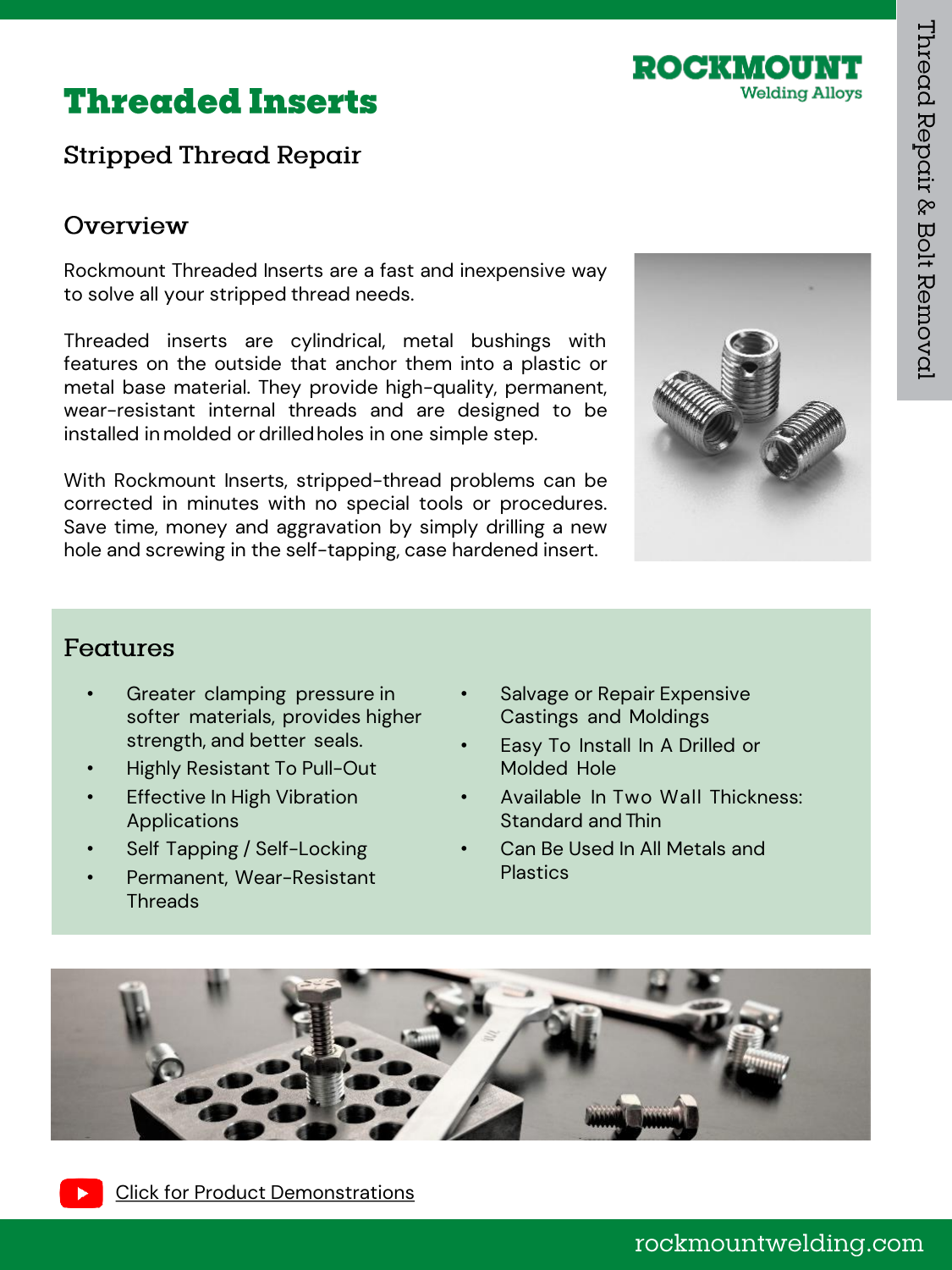# Threaded Inserts

## Stripped Thread Repair

### Overview

Rockmount Threaded Inserts are a fast and inexpensive way to solve all your stripped thread needs.

Threaded inserts are cylindrical, metal bushings with features on the outside that anchor them into a plastic or metal base material. They provide high-quality, permanent, wear-resistant internal threads and are designed to be installed in molded or drilled holes in one simple step.

With Rockmount Inserts, stripped-thread problems can be corrected in minutes with no special tools or procedures. Save time, money and aggravation by simply drilling a new hole and screwing in the self-tapping, case hardened insert.

### Features

- Greater clamping pressure in softer materials, provides higher strength, and better seals.
- Highly Resistant To Pull-Out
- Effective In High Vibration Applications
- Self Tapping / Self-Locking
- Permanent, Wear-Resistant Threads
- Salvage or Repair Expensive Castings and Moldings
- Easy To Install In A Drilled or Molded Hole
- Available In Two Wall Thickness: Standard and Thin
- Can Be Used In All Metals and Plastics

Click for Product Demonstrations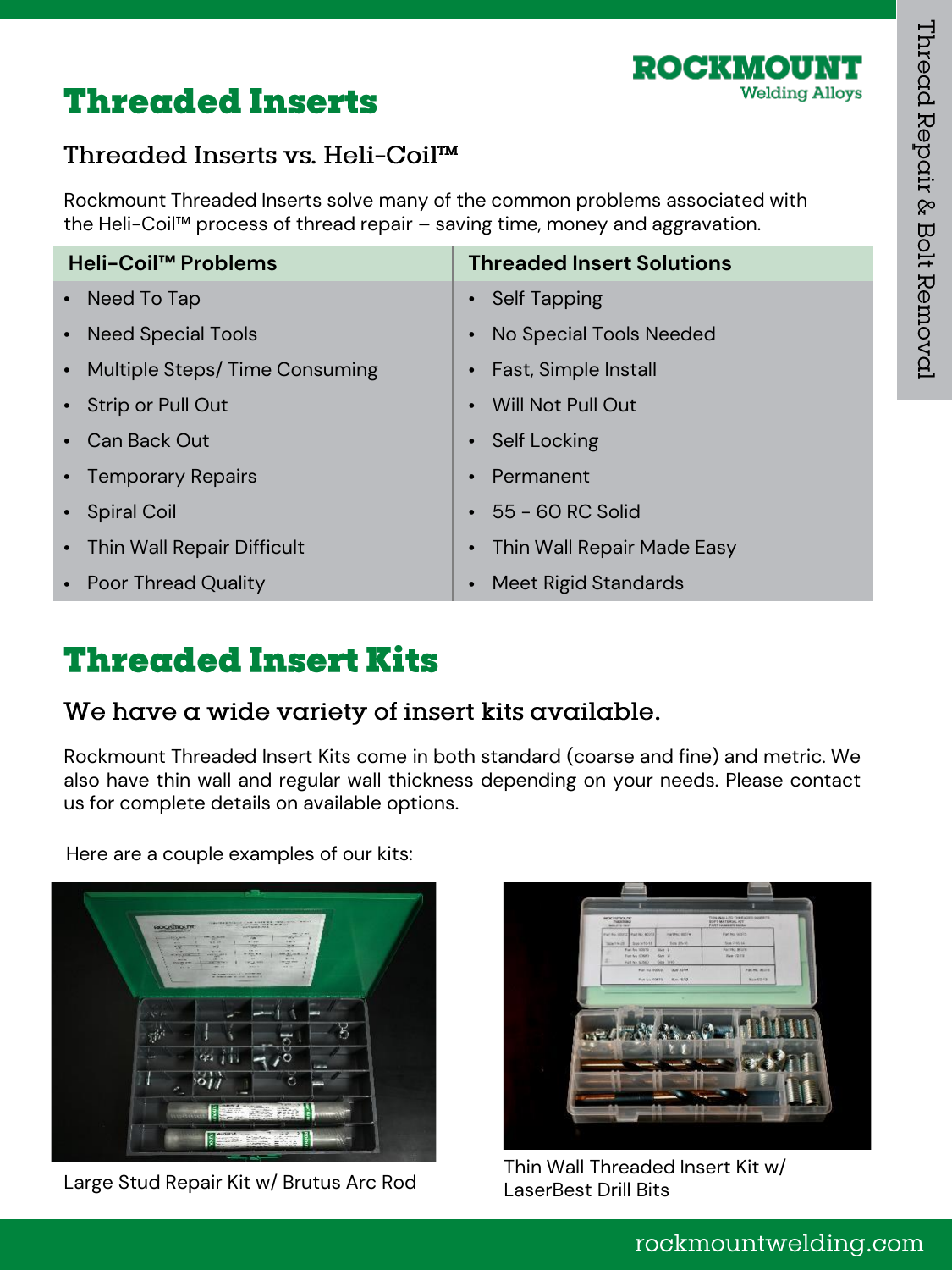# Threaded Inserts

## Threaded Inserts vs. Heli-Coil™

Rockmount Threaded Inserts solve many of the common problems associated with the Heli-Coil™ process of thread repair – saving time, money and aggravation.

| Heli-Coil™ Problems | Threaded Insert Solutions |
|---|---|
| Need To Tap | Self Tapping |
| Need Special Tools | No Special Tools Needed |
| Multiple Steps/ Time Consuming | Fast, Simple Install |
| Strip or Pull Out | Will Not Pull Out |
| Can Back Out | Self Locking |
| Temporary Repairs | Permanent |
| Spiral Coil | 55 - 60 RC Solid |
| Thin Wall Repair Difficult | Thin Wall Repair Made Easy |
| Poor Thread Quality | Meet Rigid Standards |

# Threaded Insert Kits

## We have a wide variety of insert kits available.

Rockmount Threaded Insert Kits come in both standard (coarse and fine) and metric. We also have thin wall and regular wall thickness depending on your needs. Please contact us for complete details on available options.

Here are a couple examples of our kits:

Large Stud Repair Kit w/ Brutus Arc Rod

Thin Wall Threaded Insert Kit w/ LaserBest Drill Bits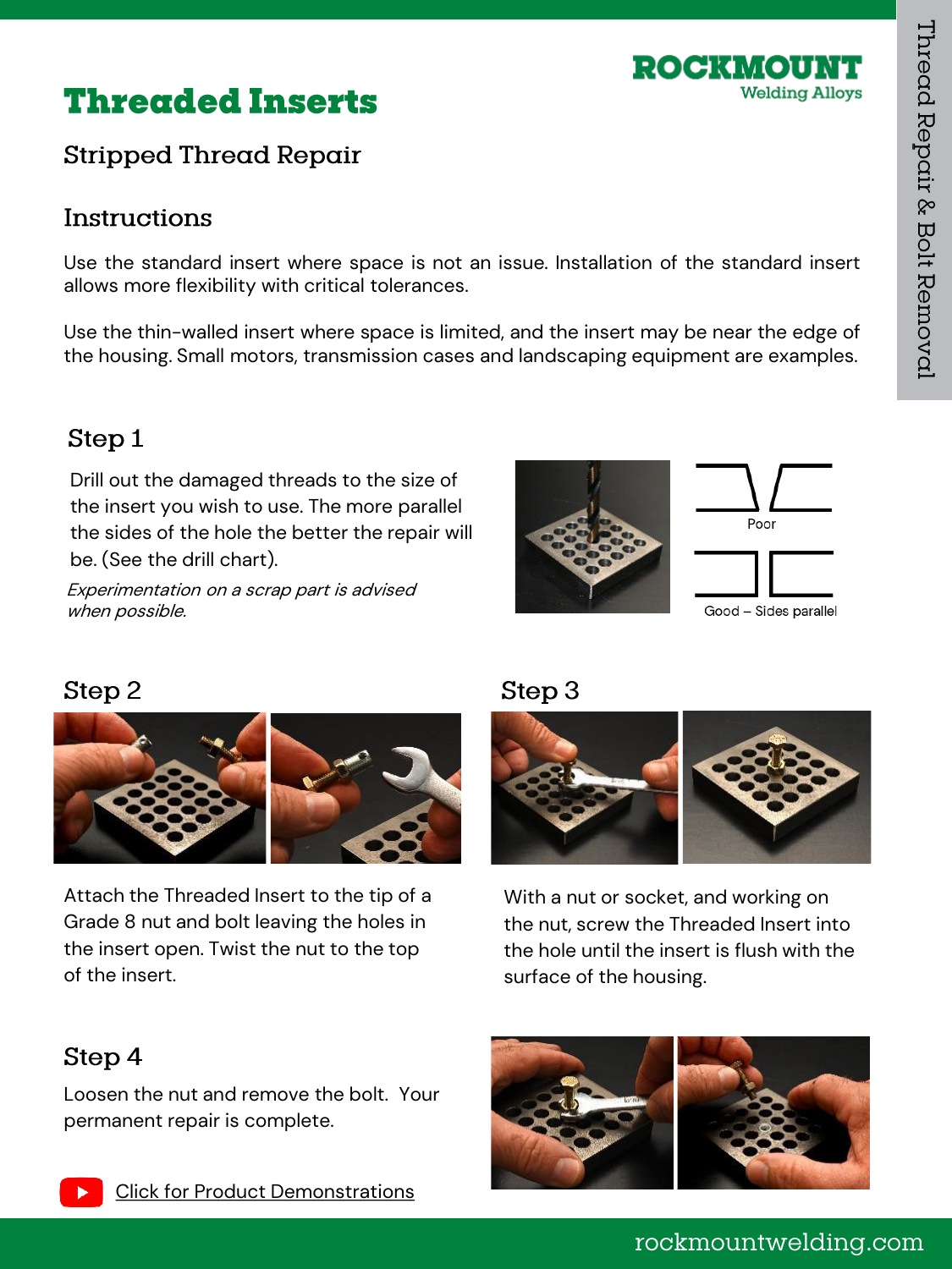# Threaded Inserts

## Stripped Thread Repair

### Instructions

Use the standard insert where space is not an issue. Installation of the standard insert allows more flexibility with critical tolerances.

Use the thin-walled insert where space is limited, and the insert may be near the edge of the housing. Small motors, transmission cases and landscaping equipment are examples.

### Step 1

Drill out the damaged threads to the size of the insert you wish to use. The more parallel the sides of the hole the better the repair will be. (See the drill chart).

*Experimentation on a scrap part is advised when possible.*

Poor

Good – Sides parallel

### Step 2

Attach the Threaded Insert to the tip of a Grade 8 nut and bolt leaving the holes in the insert open. Twist the nut to the top of the insert.

### Step 3

With a nut or socket, and working on the nut, screw the Threaded Insert into the hole until the insert is flush with the surface of the housing.

### Step 4

Loosen the nut and remove the bolt. Your permanent repair is complete.

Click for Product Demonstrations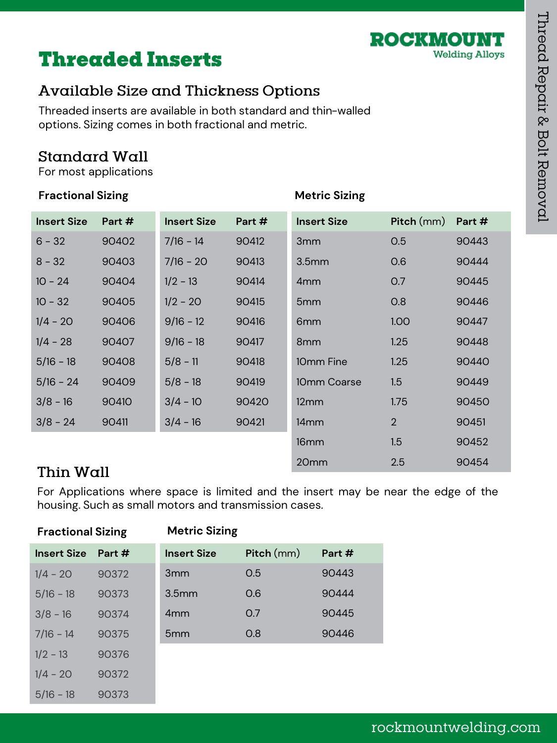# Threaded Inserts

ROCKMOUNT Welding Alloys

## Available Size and Thickness Options

Threaded inserts are available in both standard and thin-walled options. Sizing comes in both fractional and metric.

## Standard Wall

For most applications

**Fractional Sizing**

| Insert Size | Part # |
|---|---|
| 6 - 32 | 90402 |
| 8 - 32 | 90403 |
| 10 - 24 | 90404 |
| 10 - 32 | 90405 |
| 1/4 - 20 | 90406 |
| 1/4 - 28 | 90407 |
| 5/16 - 18 | 90408 |
| 5/16 - 24 | 90409 |
| 3/8 - 16 | 90410 |
| 3/8 - 24 | 90411 |

| Insert Size | Part # |
|---|---|
| 7/16 - 14 | 90412 |
| 7/16 - 20 | 90413 |
| 1/2 - 13 | 90414 |
| 1/2 - 20 | 90415 |
| 9/16 - 12 | 90416 |
| 9/16 - 18 | 90417 |
| 5/8 - 11 | 90418 |
| 5/8 - 18 | 90419 |
| 3/4 - 10 | 90420 |
| 3/4 - 16 | 90421 |

**Metric Sizing**

| Insert Size | Pitch (mm) | Part # |
|---|---|---|
| 3mm | 0.5 | 90443 |
| 3.5mm | 0.6 | 90444 |
| 4mm | 0.7 | 90445 |
| 5mm | 0.8 | 90446 |
| 6mm | 1.00 | 90447 |
| 8mm | 1.25 | 90448 |
| 10mm Fine | 1.25 | 90440 |
| 10mm Coarse | 1.5 | 90449 |
| 12mm | 1.75 | 90450 |
| 14mm | 2 | 90451 |
| 16mm | 1.5 | 90452 |
| 20mm | 2.5 | 90454 |

## Thin Wall

For Applications where space is limited and the insert may be near the edge of the housing. Such as small motors and transmission cases.

**Fractional Sizing**

| Insert Size | Part # |
|---|---|
| 1/4 - 20 | 90372 |
| 5/16 - 18 | 90373 |
| 3/8 - 16 | 90374 |
| 7/16 - 14 | 90375 |
| 1/2 - 13 | 90376 |
| 1/4 - 20 | 90372 |
| 5/16 - 18 | 90373 |

**Metric Sizing**

| Insert Size | Pitch (mm) | Part # |
|---|---|---|
| 3mm | 0.5 | 90443 |
| 3.5mm | 0.6 | 90444 |
| 4mm | 0.7 | 90445 |
| 5mm | 0.8 | 90446 |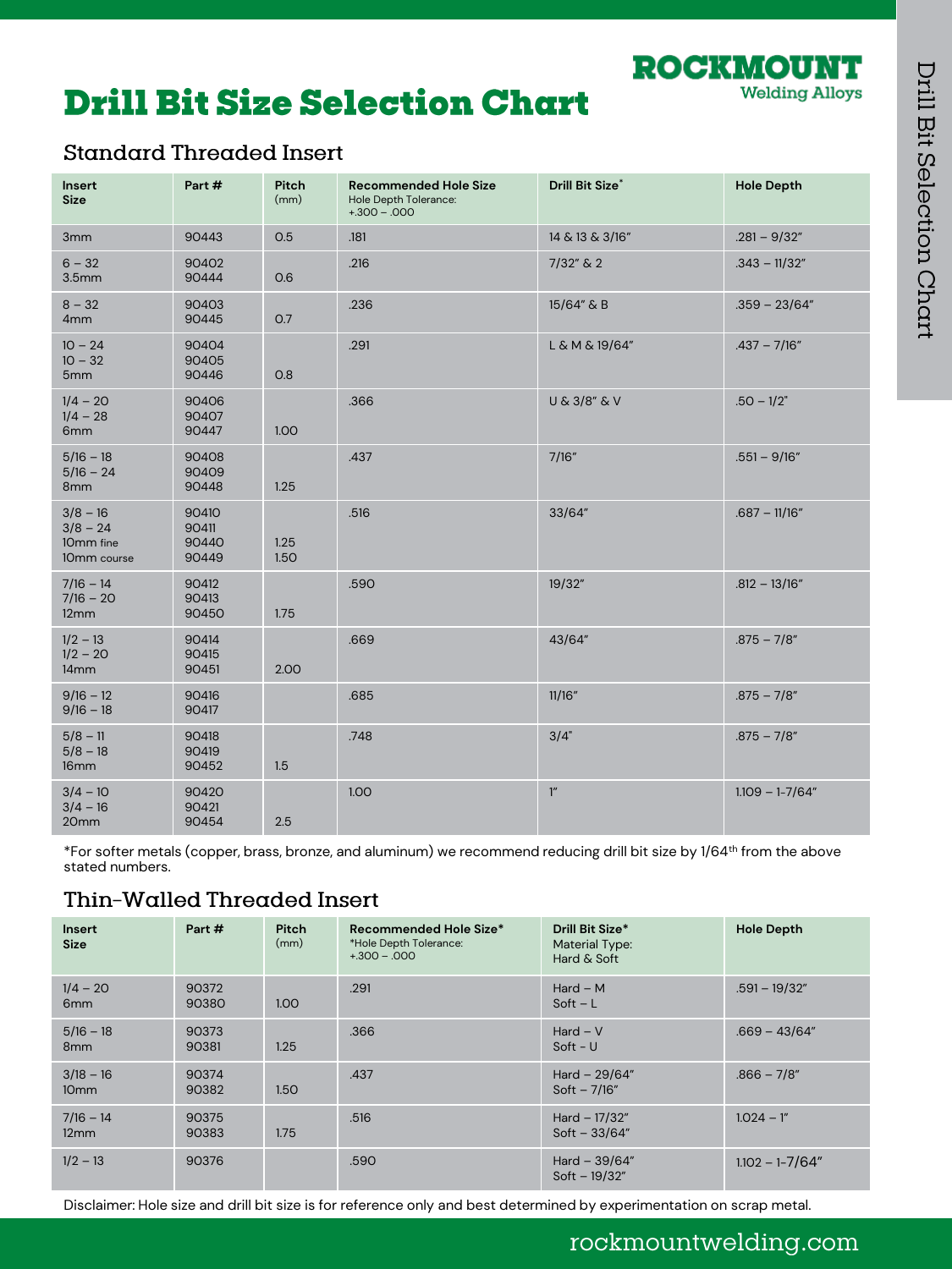# Drill Bit Size Selection Chart

ROCKMOUNT Welding Alloys

## Standard Threaded Insert

| Insert Size | Part # | Pitch (mm) | Recommended Hole Size<br>Hole Depth Tolerance: +.300 – .000 | Drill Bit Size* | Hole Depth |
|---|---|---|---|---|---|
| 3mm | 90443 | 0.5 | .181 | 14 & 13 & 3/16" | .281 – 9/32" |
| 6 – 32<br>3.5mm | 90402<br>90444 | 0.6 | .216 | 7/32" & 2 | .343 – 11/32" |
| 8 – 32<br>4mm | 90403<br>90445 | 0.7 | .236 | 15/64" & B | .359 – 23/64" |
| 10 – 24<br>10 – 32<br>5mm | 90404<br>90405<br>90446 | 0.8 | .291 | L & M & 19/64" | .437 – 7/16" |
| 1/4 – 20<br>1/4 – 28<br>6mm | 90406<br>90407<br>90447 | 1.00 | .366 | U & 3/8" & V | .50 – 1/2" |
| 5/16 – 18<br>5/16 – 24<br>8mm | 90408<br>90409<br>90448 | 1.25 | .437 | 7/16" | .551 – 9/16" |
| 3/8 – 16<br>3/8 – 24<br>10mm fine<br>10mm course | 90410<br>90411<br>90440<br>90449 | 1.25<br>1.50 | .516 | 33/64" | .687 – 11/16" |
| 7/16 – 14<br>7/16 – 20<br>12mm | 90412<br>90413<br>90450 | 1.75 | .590 | 19/32" | .812 – 13/16" |
| 1/2 – 13<br>1/2 – 20<br>14mm | 90414<br>90415<br>90451 | 2.00 | .669 | 43/64" | .875 – 7/8" |
| 9/16 – 12<br>9/16 – 18 | 90416<br>90417 | | .685 | 11/16" | .875 – 7/8" |
| 5/8 – 11<br>5/8 – 18<br>16mm | 90418<br>90419<br>90452 | 1.5 | .748 | 3/4" | .875 – 7/8" |
| 3/4 – 10<br>3/4 – 16<br>20mm | 90420<br>90421<br>90454 | 2.5 | 1.00 | 1" | 1.109 – 1-7/64" |

*For softer metals (copper, brass, bronze, and aluminum) we recommend reducing drill bit size by 1/64th from the above stated numbers.

## Thin-Walled Threaded Insert

| Insert Size | Part # | Pitch (mm) | Recommended Hole Size*<br>*Hole Depth Tolerance: +.300 – .000 | Drill Bit Size*<br>Material Type: Hard & Soft | Hole Depth |
|---|---|---|---|---|---|
| 1/4 – 20<br>6mm | 90372<br>90380 | 1.00 | .291 | Hard – M<br>Soft – L | .591 – 19/32" |
| 5/16 – 18<br>8mm | 90373<br>90381 | 1.25 | .366 | Hard – V<br>Soft - U | .669 – 43/64" |
| 3/18 – 16<br>10mm | 90374<br>90382 | 1.50 | .437 | Hard – 29/64"<br>Soft – 7/16" | .866 – 7/8" |
| 7/16 – 14<br>12mm | 90375<br>90383 | 1.75 | .516 | Hard – 17/32"<br>Soft – 33/64" | 1.024 – 1" |
| 1/2 – 13 | 90376 | | .590 | Hard – 39/64"<br>Soft – 19/32" | 1.102 – 1-7/64" |

Disclaimer: Hole size and drill bit size is for reference only and best determined by experimentation on scrap metal.

rockmountwelding.com